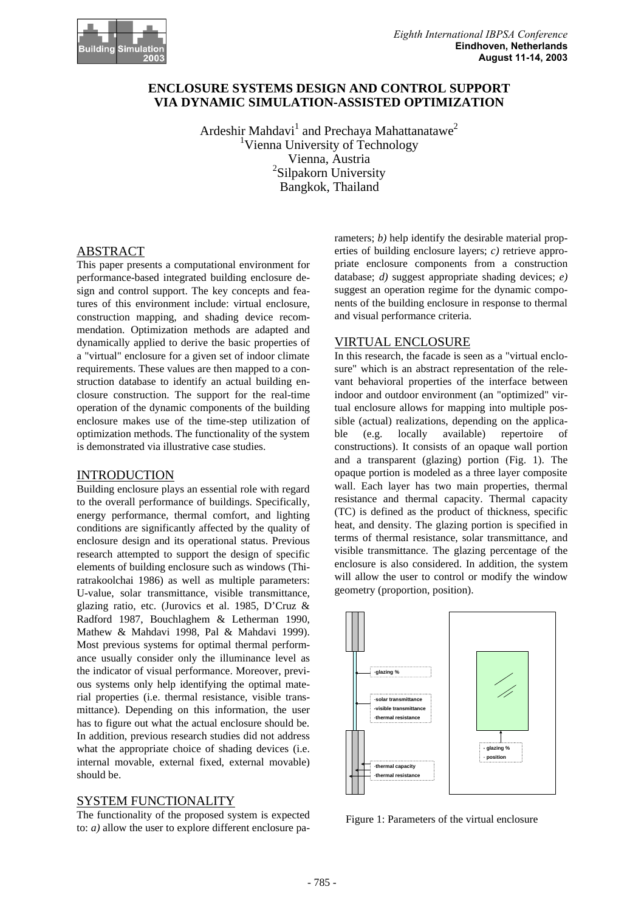# ENCLOSURE SYSTEMS DESIGN AND CONTROL SUPPORT VIA DYNAMIC SIMULATION-ASSISTED OPTIMIZATION

Ardeshir Mahdavi[1] and Prechaya Mahattanatawe[2]
[1]Vienna University of Technology
Vienna, Austria
[2]Silpakorn University
Bangkok, Thailand

## ABSTRACT

This paper presents a computational environment for performance-based integrated building enclosure design and control support. The key concepts and features of this environment include: virtual enclosure, construction mapping, and shading device recommendation. Optimization methods are adapted and dynamically applied to derive the basic properties of a "virtual" enclosure for a given set of indoor climate requirements. These values are then mapped to a construction database to identify an actual building enclosure construction. The support for the real-time operation of the dynamic components of the building enclosure makes use of the time-step utilization of optimization methods. The functionality of the system is demonstrated via illustrative case studies.

## INTRODUCTION

Building enclosure plays an essential role with regard to the overall performance of buildings. Specifically, energy performance, thermal comfort, and lighting conditions are significantly affected by the quality of enclosure design and its operational status. Previous research attempted to support the design of specific elements of building enclosure such as windows (Thiratrakoolchai 1986) as well as multiple parameters: U-value, solar transmittance, visible transmittance, glazing ratio, etc. (Jurovics et al. 1985, D'Cruz & Radford 1987, Bouchlaghem & Letherman 1990, Mathew & Mahdavi 1998, Pal & Mahdavi 1999). Most previous systems for optimal thermal performance usually consider only the illuminance level as the indicator of visual performance. Moreover, previous systems only help identifying the optimal material properties (i.e. thermal resistance, visible transmittance). Depending on this information, the user has to figure out what the actual enclosure should be. In addition, previous research studies did not address what the appropriate choice of shading devices (i.e. internal movable, external fixed, external movable) should be.

## SYSTEM FUNCTIONALITY

The functionality of the proposed system is expected to: *a)* allow the user to explore different enclosure parameters; *b)* help identify the desirable material properties of building enclosure layers; *c)* retrieve appropriate enclosure components from a construction database; *d)* suggest appropriate shading devices; *e)* suggest an operation regime for the dynamic components of the building enclosure in response to thermal and visual performance criteria.

## VIRTUAL ENCLOSURE

In this research, the facade is seen as a "virtual enclosure" which is an abstract representation of the relevant behavioral properties of the interface between indoor and outdoor environment (an "optimized" virtual enclosure allows for mapping into multiple possible (actual) realizations, depending on the applicable (e.g. locally available) repertoire of constructions). It consists of an opaque wall portion and a transparent (glazing) portion (Fig. 1). The opaque portion is modeled as a three layer composite wall. Each layer has two main properties, thermal resistance and thermal capacity. Thermal capacity (TC) is defined as the product of thickness, specific heat, and density. The glazing portion is specified in terms of thermal resistance, solar transmittance, and visible transmittance. The glazing percentage of the enclosure is also considered. In addition, the system will allow the user to control or modify the window geometry (proportion, position).

Figure 1: Parameters of the virtual enclosure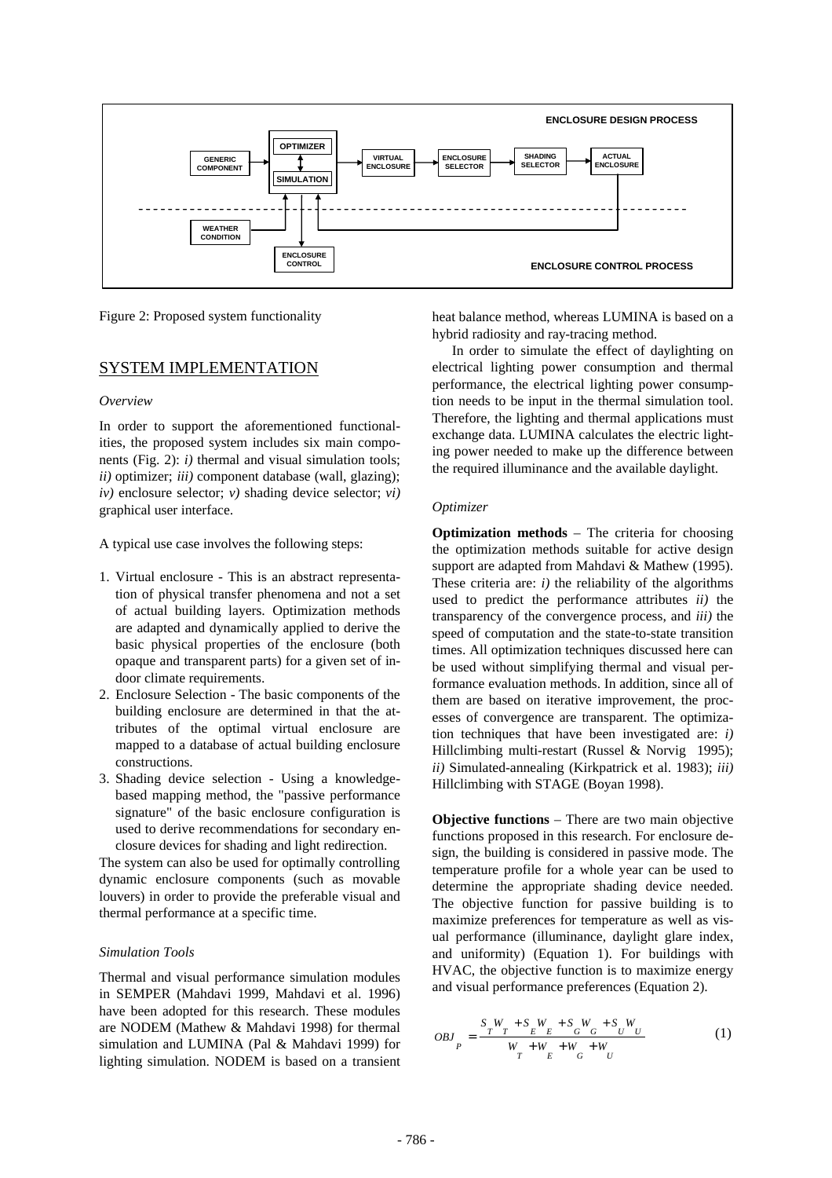Figure 2: Proposed system functionality

## SYSTEM IMPLEMENTATION

*Overview*

In order to support the aforementioned functionalities, the proposed system includes six main components (Fig. 2): *i)* thermal and visual simulation tools; *ii)* optimizer; *iii)* component database (wall, glazing); *iv)* enclosure selector; *v)* shading device selector; *vi)* graphical user interface.

A typical use case involves the following steps:

1. Virtual enclosure - This is an abstract representation of physical transfer phenomena and not a set of actual building layers. Optimization methods are adapted and dynamically applied to derive the basic physical properties of the enclosure (both opaque and transparent parts) for a given set of indoor climate requirements.
2. Enclosure Selection - The basic components of the building enclosure are determined in that the attributes of the optimal virtual enclosure are mapped to a database of actual building enclosure constructions.
3. Shading device selection - Using a knowledge-based mapping method, the "passive performance signature" of the basic enclosure configuration is used to derive recommendations for secondary enclosure devices for shading and light redirection.

The system can also be used for optimally controlling dynamic enclosure components (such as movable louvers) in order to provide the preferable visual and thermal performance at a specific time.

*Simulation Tools*

Thermal and visual performance simulation modules in SEMPER (Mahdavi 1999, Mahdavi et al. 1996) have been adopted for this research. These modules are NODEM (Mathew & Mahdavi 1998) for thermal simulation and LUMINA (Pal & Mahdavi 1999) for lighting simulation. NODEM is based on a transient heat balance method, whereas LUMINA is based on a hybrid radiosity and ray-tracing method.

In order to simulate the effect of daylighting on electrical lighting power consumption and thermal performance, the electrical lighting power consumption needs to be input in the thermal simulation tool. Therefore, the lighting and thermal applications must exchange data. LUMINA calculates the electric lighting power needed to make up the difference between the required illuminance and the available daylight.

*Optimizer*

**Optimization methods** – The criteria for choosing the optimization methods suitable for active design support are adapted from Mahdavi & Mathew (1995). These criteria are: *i)* the reliability of the algorithms used to predict the performance attributes *ii)* the transparency of the convergence process, and *iii)* the speed of computation and the state-to-state transition times. All optimization techniques discussed here can be used without simplifying thermal and visual performance evaluation methods. In addition, since all of them are based on iterative improvement, the processes of convergence are transparent. The optimization techniques that have been investigated are: *i)* Hillclimbing multi-restart (Russel & Norvig 1995); *ii)* Simulated-annealing (Kirkpatrick et al. 1983); *iii)* Hillclimbing with STAGE (Boyan 1998).

**Objective functions** – There are two main objective functions proposed in this research. For enclosure design, the building is considered in passive mode. The temperature profile for a whole year can be used to determine the appropriate shading device needed. The objective function for passive building is to maximize preferences for temperature as well as visual performance (illuminance, daylight glare index, and uniformity) (Equation 1). For buildings with HVAC, the objective function is to maximize energy and visual performance preferences (Equation 2).

$$OBJ_P = \frac{S_T W_T + S_E W_E + S_G W_G + S_U W_U}{W_T + W_E + W_G + W_U} \qquad (1)$$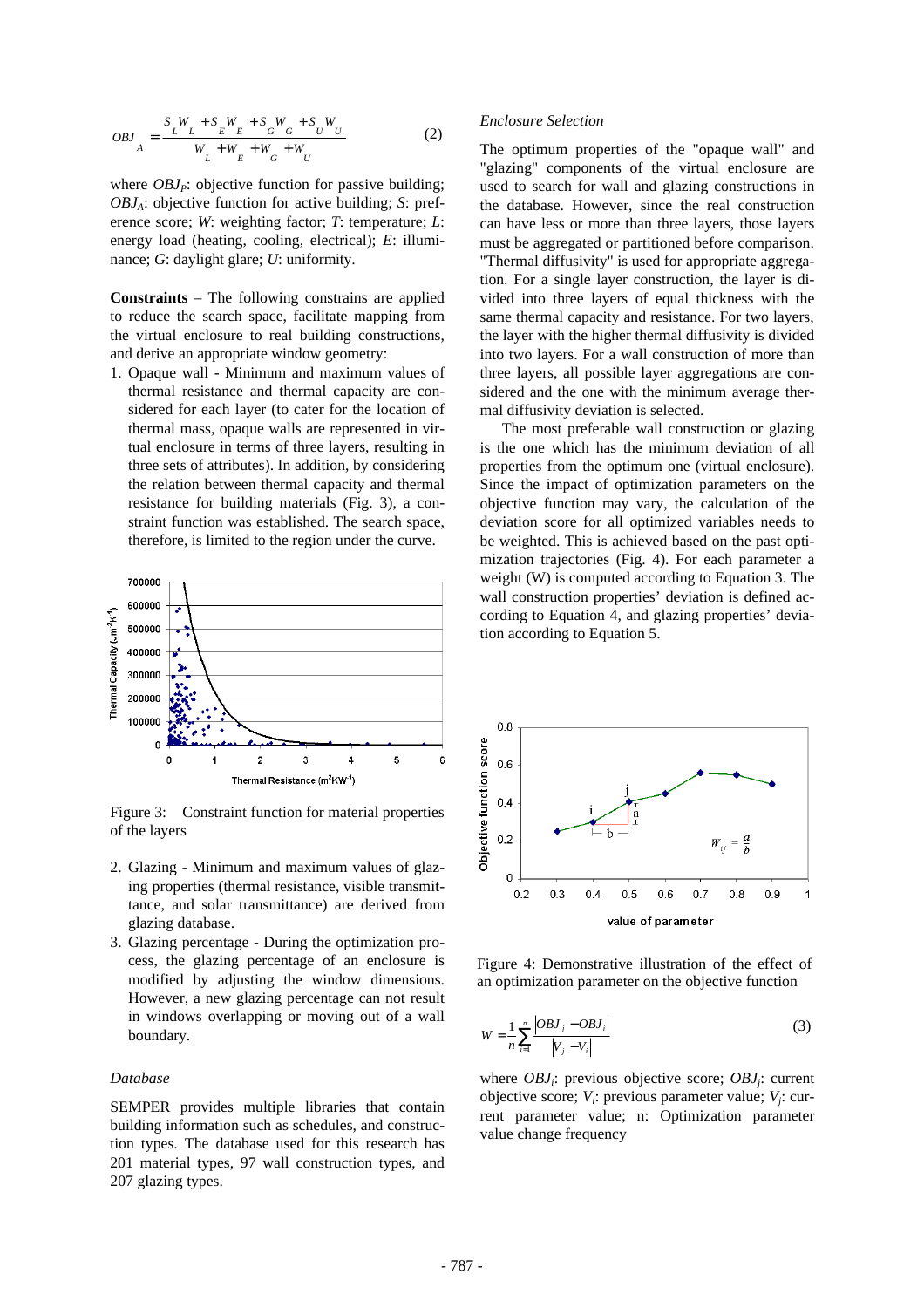$$OBJ_A = \frac{S_L W_L + S_E W_E + S_G W_G + S_U W_U}{W_L + W_E + W_G + W_U} \quad (2)$$

where $OBJ_P$: objective function for passive building; $OBJ_A$: objective function for active building; $S$: preference score; $W$: weighting factor; $T$: temperature; $L$: energy load (heating, cooling, electrical); $E$: illuminance; $G$: daylight glare; $U$: uniformity.

**Constraints** – The following constrains are applied to reduce the search space, facilitate mapping from the virtual enclosure to real building constructions, and derive an appropriate window geometry:

1. Opaque wall - Minimum and maximum values of thermal resistance and thermal capacity are considered for each layer (to cater for the location of thermal mass, opaque walls are represented in virtual enclosure in terms of three layers, resulting in three sets of attributes). In addition, by considering the relation between thermal capacity and thermal resistance for building materials (Fig. 3), a constraint function was established. The search space, therefore, is limited to the region under the curve.

Figure 3: Constraint function for material properties of the layers

2. Glazing - Minimum and maximum values of glazing properties (thermal resistance, visible transmittance, and solar transmittance) are derived from glazing database.
3. Glazing percentage - During the optimization process, the glazing percentage of an enclosure is modified by adjusting the window dimensions. However, a new glazing percentage can not result in windows overlapping or moving out of a wall boundary.

### *Database*

SEMPER provides multiple libraries that contain building information such as schedules, and construction types. The database used for this research has 201 material types, 97 wall construction types, and 207 glazing types.

### *Enclosure Selection*

The optimum properties of the "opaque wall" and "glazing" components of the virtual enclosure are used to search for wall and glazing constructions in the database. However, since the real construction can have less or more than three layers, those layers must be aggregated or partitioned before comparison. "Thermal diffusivity" is used for appropriate aggregation. For a single layer construction, the layer is divided into three layers of equal thickness with the same thermal capacity and resistance. For two layers, the layer with the higher thermal diffusivity is divided into two layers. For a wall construction of more than three layers, all possible layer aggregations are considered and the one with the minimum average thermal diffusivity deviation is selected.

The most preferable wall construction or glazing is the one which has the minimum deviation of all properties from the optimum one (virtual enclosure). Since the impact of optimization parameters on the objective function may vary, the calculation of the deviation score for all optimized variables needs to be weighted. This is achieved based on the past optimization trajectories (Fig. 4). For each parameter a weight (W) is computed according to Equation 3. The wall construction properties' deviation is defined according to Equation 4, and glazing properties' deviation according to Equation 5.

Figure 4: Demonstrative illustration of the effect of an optimization parameter on the objective function

$$W = \frac{1}{n}\sum_{i=1}^{n} \frac{|OBJ_j - OBJ_i|}{|V_j - V_i|} \quad (3)$$

where $OBJ_i$: previous objective score; $OBJ_j$: current objective score; $V_i$: previous parameter value; $V_j$: current parameter value; n: Optimization parameter value change frequency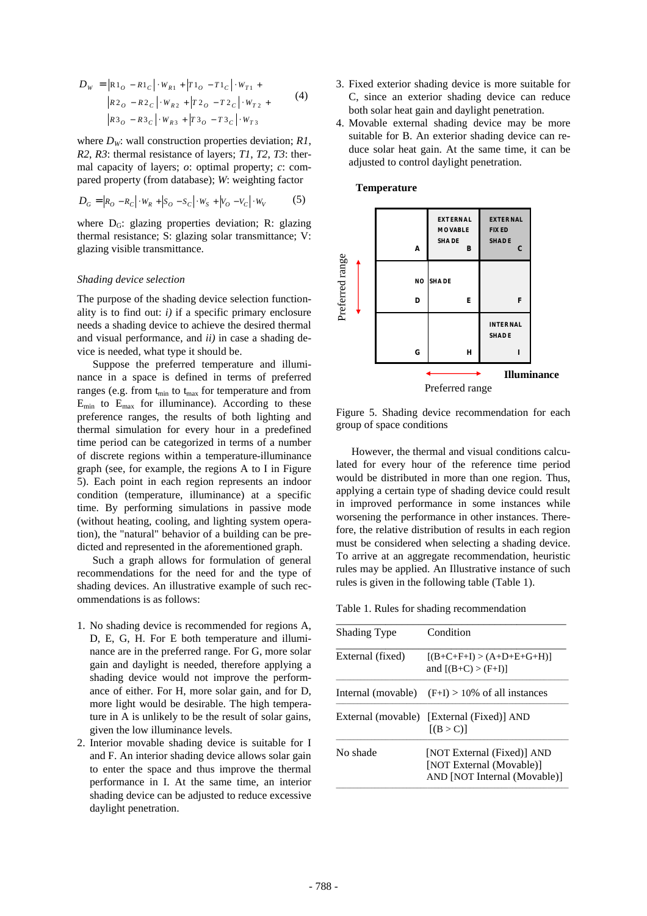$$D_W = |R1_O - R1_C| \cdot W_{R1} + |T1_O - T1_C| \cdot W_{T1} + |R2_O - R2_C| \cdot W_{R2} + |T2_O - T2_C| \cdot W_{T2} + |R3_O - R3_C| \cdot W_{R3} + |T3_O - T3_C| \cdot W_{T3} \quad (4)$$

where $D_W$: wall construction properties deviation; *R1*, *R2*, *R3*: thermal resistance of layers; *T1*, *T2*, *T3*: thermal capacity of layers; *o*: optimal property; *c*: compared property (from database); *W*: weighting factor

$$D_G = |R_O - R_C| \cdot W_R + |S_O - S_C| \cdot W_S + |V_O - V_C| \cdot W_V \quad (5)$$

where $D_G$: glazing properties deviation; R: glazing thermal resistance; S: glazing solar transmittance; V: glazing visible transmittance.

*Shading device selection*

The purpose of the shading device selection functionality is to find out: *i)* if a specific primary enclosure needs a shading device to achieve the desired thermal and visual performance, and *ii)* in case a shading device is needed, what type it should be.

Suppose the preferred temperature and illuminance in a space is defined in terms of preferred ranges (e.g. from $t_{min}$ to $t_{max}$ for temperature and from $E_{min}$ to $E_{max}$ for illuminance). According to these preference ranges, the results of both lighting and thermal simulation for every hour in a predefined time period can be categorized in terms of a number of discrete regions within a temperature-illuminance graph (see, for example, the regions A to I in Figure 5). Each point in each region represents an indoor condition (temperature, illuminance) at a specific time. By performing simulations in passive mode (without heating, cooling, and lighting system operation), the "natural" behavior of a building can be predicted and represented in the aforementioned graph.

Such a graph allows for formulation of general recommendations for the need for and the type of shading devices. An illustrative example of such recommendations is as follows:

1. No shading device is recommended for regions A, D, E, G, H. For E both temperature and illuminance are in the preferred range. For G, more solar gain and daylight is needed, therefore applying a shading device would not improve the performance of either. For H, more solar gain, and for D, more light would be desirable. The high temperature in A is unlikely to be the result of solar gains, given the low illuminance levels.
2. Interior movable shading device is suitable for I and F. An interior shading device allows solar gain to enter the space and thus improve the thermal performance in I. At the same time, an interior shading device can be adjusted to reduce excessive daylight penetration.
3. Fixed exterior shading device is more suitable for C, since an exterior shading device can reduce both solar heat gain and daylight penetration.
4. Movable external shading device may be more suitable for B. An exterior shading device can reduce solar heat gain. At the same time, it can be adjusted to control daylight penetration.

| Temperature ↑ / Illuminance → | | | |
|---|---|---|---|
| | A | EXTERNAL MOVABLE SHADE B | EXTERNAL FIXED SHADE C |
| Preferred range | NO D | SHADE E | F |
| | G | H | INTERNAL SHADE I |
| | | Preferred range | |

Figure 5. Shading device recommendation for each group of space conditions

However, the thermal and visual conditions calculated for every hour of the reference time period would be distributed in more than one region. Thus, applying a certain type of shading device could result in improved performance in some instances while worsening the performance in other instances. Therefore, the relative distribution of results in each region must be considered when selecting a shading device. To arrive at an aggregate recommendation, heuristic rules may be applied. An Illustrative instance of such rules is given in the following table (Table 1).

Table 1. Rules for shading recommendation

| Shading Type | Condition |
|---|---|
| External (fixed) | [(B+C+F+I) > (A+D+E+G+H)] and [(B+C) > (F+I)] |
| Internal (movable) | (F+I) > 10% of all instances |
| External (movable) | [External (Fixed)] AND [(B > C)] |
| No shade | [NOT External (Fixed)] AND [NOT External (Movable)] AND [NOT Internal (Movable)] |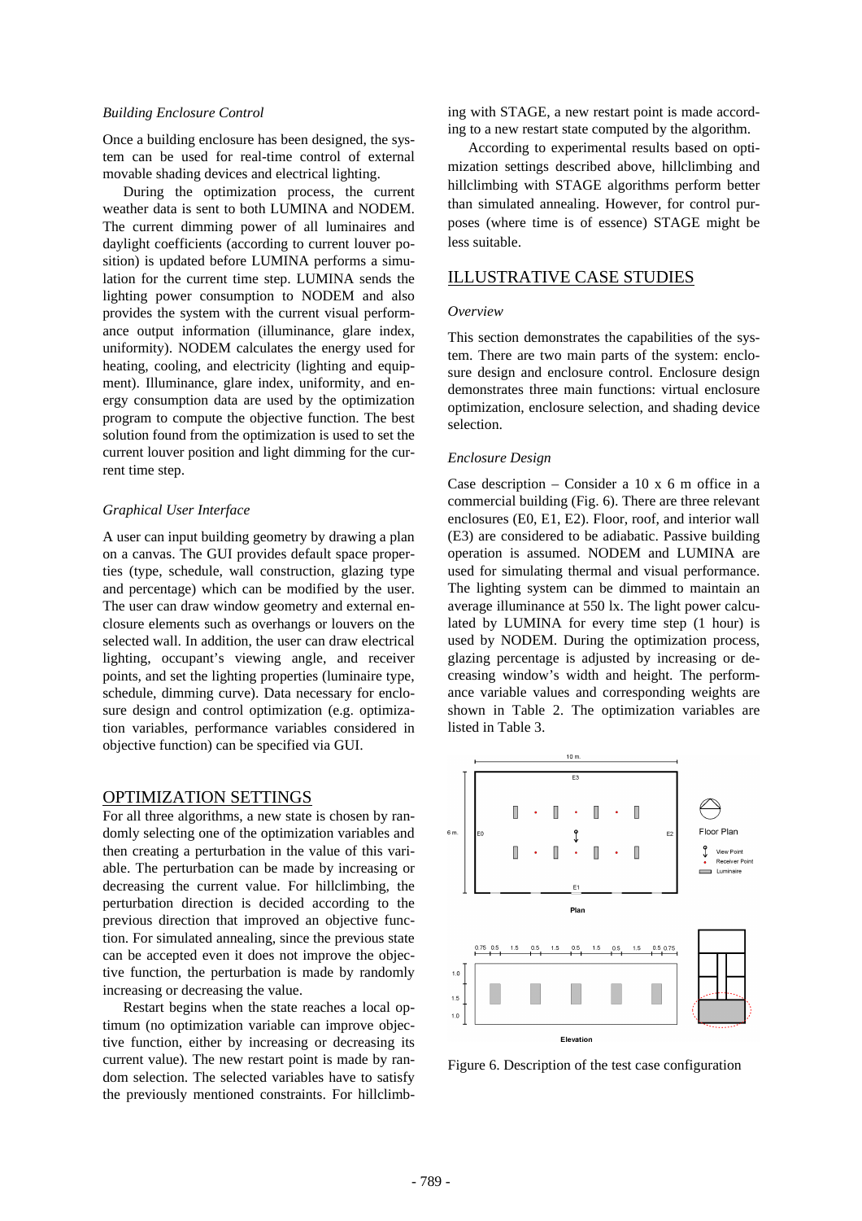*Building Enclosure Control*

Once a building enclosure has been designed, the system can be used for real-time control of external movable shading devices and electrical lighting.

During the optimization process, the current weather data is sent to both LUMINA and NODEM. The current dimming power of all luminaires and daylight coefficients (according to current louver position) is updated before LUMINA performs a simulation for the current time step. LUMINA sends the lighting power consumption to NODEM and also provides the system with the current visual performance output information (illuminance, glare index, uniformity). NODEM calculates the energy used for heating, cooling, and electricity (lighting and equipment). Illuminance, glare index, uniformity, and energy consumption data are used by the optimization program to compute the objective function. The best solution found from the optimization is used to set the current louver position and light dimming for the current time step.

*Graphical User Interface*

A user can input building geometry by drawing a plan on a canvas. The GUI provides default space properties (type, schedule, wall construction, glazing type and percentage) which can be modified by the user. The user can draw window geometry and external enclosure elements such as overhangs or louvers on the selected wall. In addition, the user can draw electrical lighting, occupant's viewing angle, and receiver points, and set the lighting properties (luminaire type, schedule, dimming curve). Data necessary for enclosure design and control optimization (e.g. optimization variables, performance variables considered in objective function) can be specified via GUI.

## OPTIMIZATION SETTINGS

For all three algorithms, a new state is chosen by randomly selecting one of the optimization variables and then creating a perturbation in the value of this variable. The perturbation can be made by increasing or decreasing the current value. For hillclimbing, the perturbation direction is decided according to the previous direction that improved an objective function. For simulated annealing, since the previous state can be accepted even it does not improve the objective function, the perturbation is made by randomly increasing or decreasing the value.

Restart begins when the state reaches a local optimum (no optimization variable can improve objective function, either by increasing or decreasing its current value). The new restart point is made by random selection. The selected variables have to satisfy the previously mentioned constraints. For hillclimbing with STAGE, a new restart point is made according to a new restart state computed by the algorithm.

According to experimental results based on optimization settings described above, hillclimbing and hillclimbing with STAGE algorithms perform better than simulated annealing. However, for control purposes (where time is of essence) STAGE might be less suitable.

## ILLUSTRATIVE CASE STUDIES

*Overview*

This section demonstrates the capabilities of the system. There are two main parts of the system: enclosure design and enclosure control. Enclosure design demonstrates three main functions: virtual enclosure optimization, enclosure selection, and shading device selection.

*Enclosure Design*

Case description – Consider a 10 x 6 m office in a commercial building (Fig. 6). There are three relevant enclosures (E0, E1, E2). Floor, roof, and interior wall (E3) are considered to be adiabatic. Passive building operation is assumed. NODEM and LUMINA are used for simulating thermal and visual performance. The lighting system can be dimmed to maintain an average illuminance at 550 lx. The light power calculated by LUMINA for every time step (1 hour) is used by NODEM. During the optimization process, glazing percentage is adjusted by increasing or decreasing window's width and height. The performance variable values and corresponding weights are shown in Table 2. The optimization variables are listed in Table 3.

Figure 6. Description of the test case configuration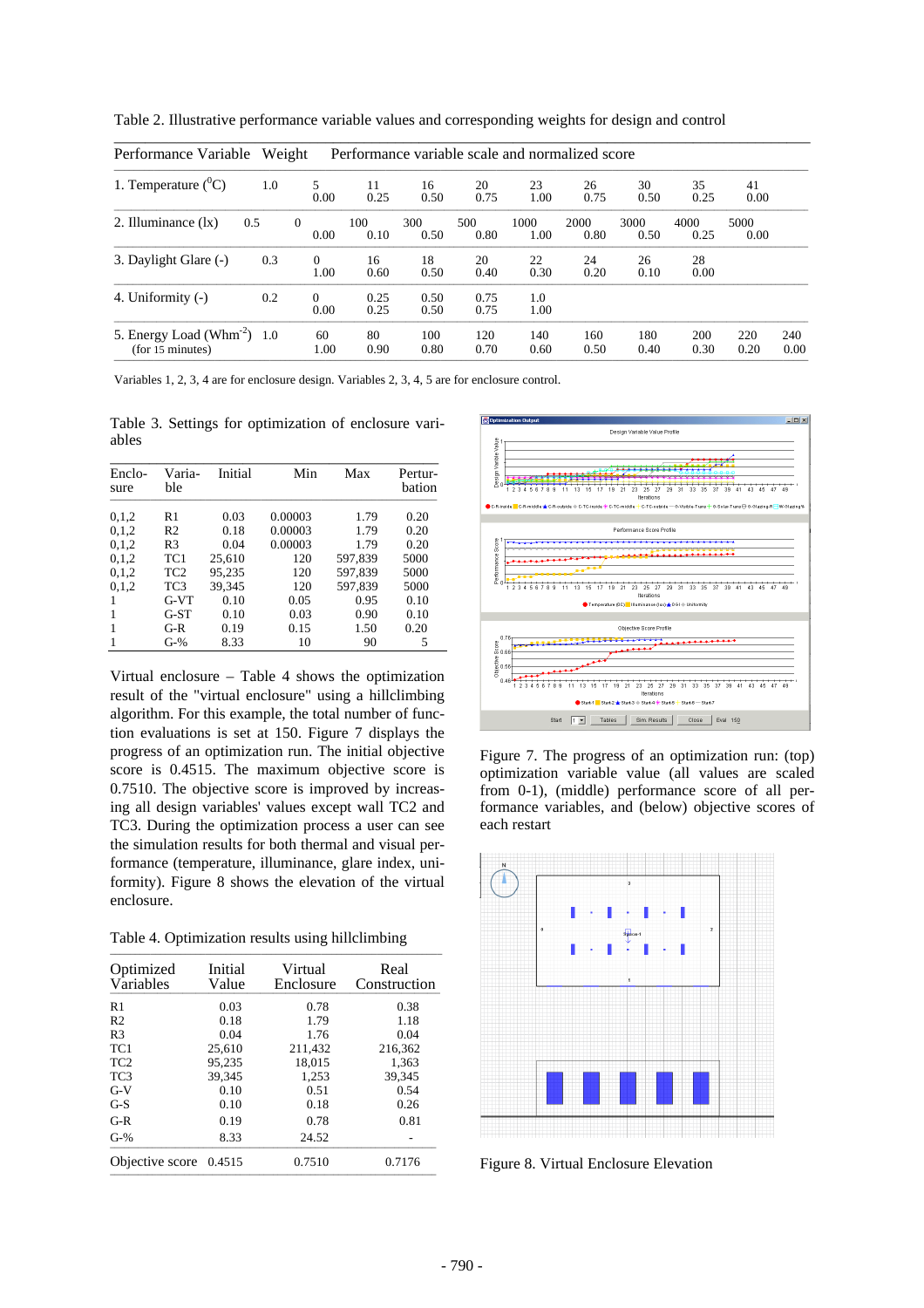Table 2. Illustrative performance variable values and corresponding weights for design and control

| Performance Variable | Weight | Performance variable scale and normalized score | | | | | | | | | |
|---|---|---|---|---|---|---|---|---|---|---|---|
| 1. Temperature ($^0$C) | 1.0 | 5<br>0.00 | 11<br>0.25 | 16<br>0.50 | 20<br>0.75 | 23<br>1.00 | 26<br>0.75 | 30<br>0.50 | 35<br>0.25 | 41<br>0.00 | |
| 2. Illuminance (lx) | 0.5 | 0<br>0.00 | 100<br>0.10 | 300<br>0.50 | 500<br>0.80 | 1000<br>1.00 | 2000<br>0.80 | 3000<br>0.50 | 4000<br>0.25 | 5000<br>0.00 | |
| 3. Daylight Glare (-) | 0.3 | 0<br>1.00 | 16<br>0.60 | 18<br>0.50 | 20<br>0.40 | 22<br>0.30 | 24<br>0.20 | 26<br>0.10 | 28<br>0.00 | | |
| 4. Uniformity (-) | 0.2 | 0<br>0.00 | 0.25<br>0.25 | 0.50<br>0.50 | 0.75<br>0.75 | 1.0<br>1.00 | | | | | |
| 5. Energy Load (Whm$^{-2}$) (for 15 minutes) | 1.0 | 60<br>1.00 | 80<br>0.90 | 100<br>0.80 | 120<br>0.70 | 140<br>0.60 | 160<br>0.50 | 180<br>0.40 | 200<br>0.30 | 220<br>0.20 | 240<br>0.00 |

Variables 1, 2, 3, 4 are for enclosure design. Variables 2, 3, 4, 5 are for enclosure control.

Table 3. Settings for optimization of enclosure variables

| Enclosure | Variable | Initial | Min | Max | Perturbation |
|---|---|---|---|---|---|
| 0,1,2 | R1 | 0.03 | 0.00003 | 1.79 | 0.20 |
| 0,1,2 | R2 | 0.18 | 0.00003 | 1.79 | 0.20 |
| 0,1,2 | R3 | 0.04 | 0.00003 | 1.79 | 0.20 |
| 0,1,2 | TC1 | 25,610 | 120 | 597,839 | 5000 |
| 0,1,2 | TC2 | 95,235 | 120 | 597,839 | 5000 |
| 0,1,2 | TC3 | 39,345 | 120 | 597,839 | 5000 |
| 1 | G-VT | 0.10 | 0.05 | 0.95 | 0.10 |
| 1 | G-ST | 0.10 | 0.03 | 0.90 | 0.10 |
| 1 | G-R | 0.19 | 0.15 | 1.50 | 0.20 |
| 1 | G-% | 8.33 | 10 | 90 | 5 |

Virtual enclosure – Table 4 shows the optimization result of the "virtual enclosure" using a hillclimbing algorithm. For this example, the total number of function evaluations is set at 150. Figure 7 displays the progress of an optimization run. The initial objective score is 0.4515. The maximum objective score is 0.7510. The objective score is improved by increasing all design variables' values except wall TC2 and TC3. During the optimization process a user can see the simulation results for both thermal and visual performance (temperature, illuminance, glare index, uniformity). Figure 8 shows the elevation of the virtual enclosure.

Table 4. Optimization results using hillclimbing

| Optimized Variables | Initial Value | Virtual Enclosure | Real Construction |
|---|---|---|---|
| R1 | 0.03 | 0.78 | 0.38 |
| R2 | 0.18 | 1.79 | 1.18 |
| R3 | 0.04 | 1.76 | 0.04 |
| TC1 | 25,610 | 211,432 | 216,362 |
| TC2 | 95,235 | 18,015 | 1,363 |
| TC3 | 39,345 | 1,253 | 39,345 |
| G-V | 0.10 | 0.51 | 0.54 |
| G-S | 0.10 | 0.18 | 0.26 |
| G-R | 0.19 | 0.78 | 0.81 |
| G-% | 8.33 | 24.52 | - |
| Objective score | 0.4515 | 0.7510 | 0.7176 |

Figure 7. The progress of an optimization run: (top) optimization variable value (all values are scaled from 0-1), (middle) performance score of all performance variables, and (below) objective scores of each restart

Figure 8. Virtual Enclosure Elevation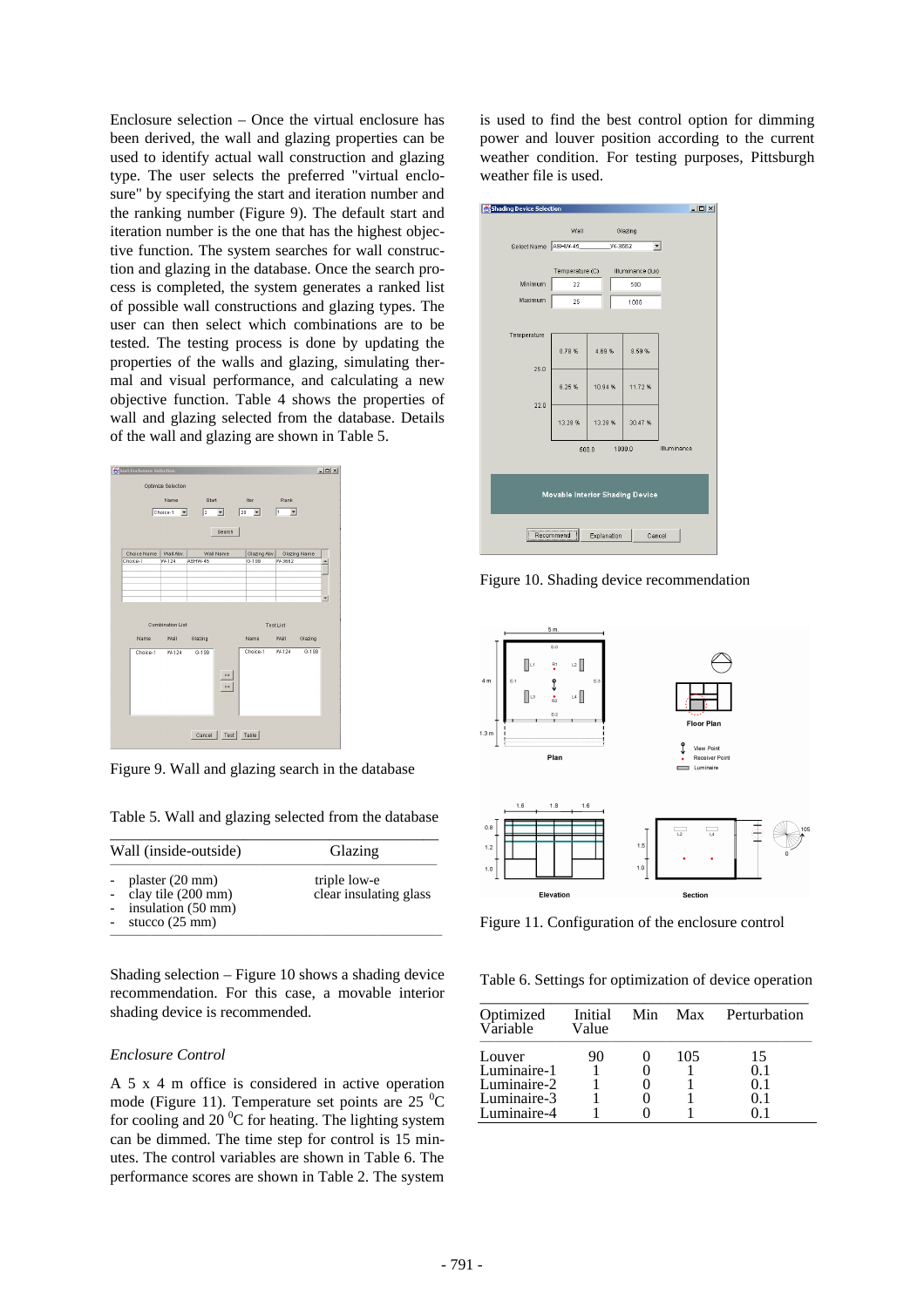Enclosure selection – Once the virtual enclosure has been derived, the wall and glazing properties can be used to identify actual wall construction and glazing type. The user selects the preferred "virtual enclosure" by specifying the start and iteration number and the ranking number (Figure 9). The default start and iteration number is the one that has the highest objective function. The system searches for wall construction and glazing in the database. Once the search process is completed, the system generates a ranked list of possible wall constructions and glazing types. The user can then select which combinations are to be tested. The testing process is done by updating the properties of the walls and glazing, simulating thermal and visual performance, and calculating a new objective function. Table 4 shows the properties of wall and glazing selected from the database. Details of the wall and glazing are shown in Table 5.

Figure 9. Wall and glazing search in the database

Table 5. Wall and glazing selected from the database

| Wall (inside-outside) | Glazing |
|---|---|
| - plaster (20 mm)<br>- clay tile (200 mm)<br>- insulation (50 mm)<br>- stucco (25 mm) | triple low-e<br>clear insulating glass |

Shading selection – Figure 10 shows a shading device recommendation. For this case, a movable interior shading device is recommended.

*Enclosure Control*

A 5 x 4 m office is considered in active operation mode (Figure 11). Temperature set points are 25 $^0$C for cooling and 20 $^0$C for heating. The lighting system can be dimmed. The time step for control is 15 minutes. The control variables are shown in Table 6. The performance scores are shown in Table 2. The system is used to find the best control option for dimming power and louver position according to the current weather condition. For testing purposes, Pittsburgh weather file is used.

Figure 10. Shading device recommendation

Figure 11. Configuration of the enclosure control

Table 6. Settings for optimization of device operation

| Optimized Variable | Initial Value | Min | Max | Perturbation |
|---|---|---|---|---|
| Louver | 90 | 0 | 105 | 15 |
| Luminaire-1 | 1 | 0 | 1 | 0.1 |
| Luminaire-2 | 1 | 0 | 1 | 0.1 |
| Luminaire-3 | 1 | 0 | 1 | 0.1 |
| Luminaire-4 | 1 | 0 | 1 | 0.1 |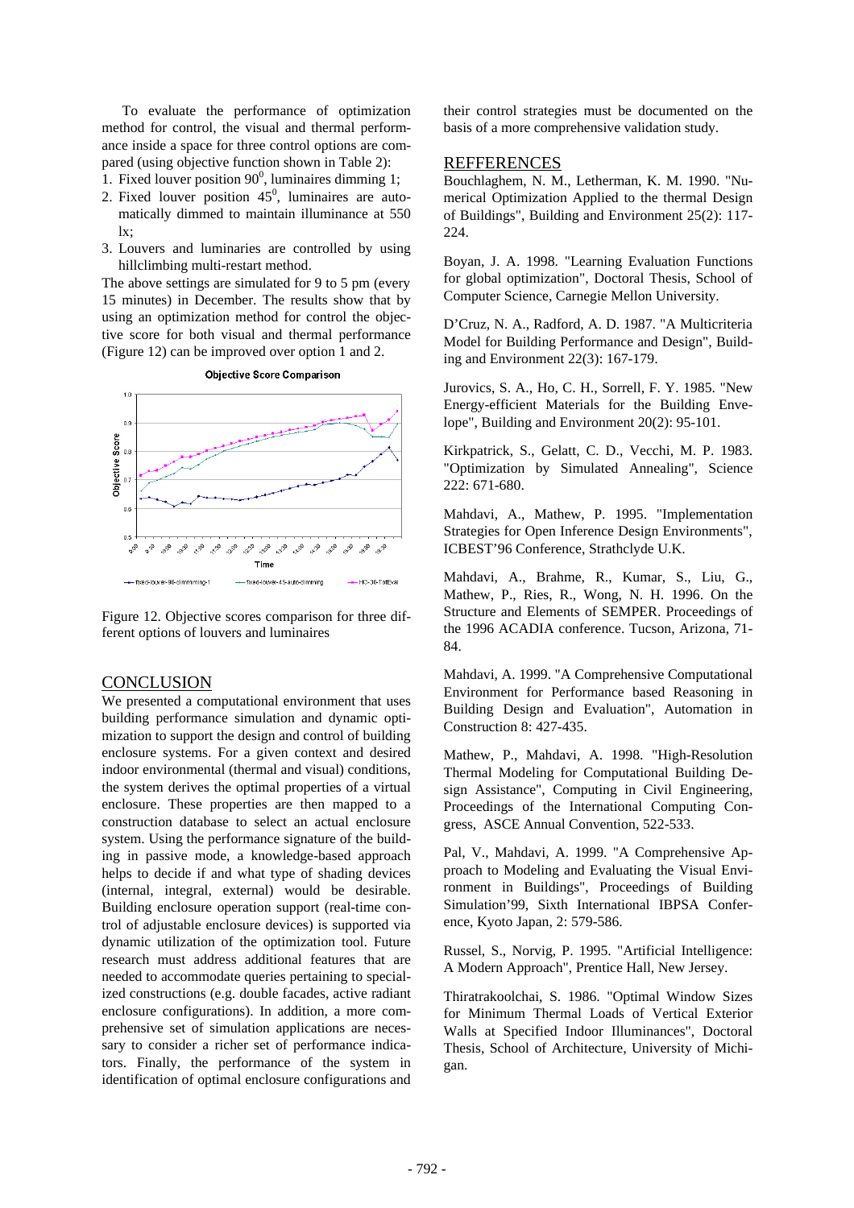To evaluate the performance of optimization method for control, the visual and thermal performance inside a space for three control options are compared (using objective function shown in Table 2):

1. Fixed louver position $90^0$, luminaires dimming 1;
2. Fixed louver position $45^0$, luminaires are automatically dimmed to maintain illuminance at 550 lx;
3. Louvers and luminaries are controlled by using hillclimbing multi-restart method.

The above settings are simulated for 9 to 5 pm (every 15 minutes) in December. The results show that by using an optimization method for control the objective score for both visual and thermal performance (Figure 12) can be improved over option 1 and 2.

Objective Score Comparison

Objective Score

1.0
0.9
0.8
0.7
0.6
0.5

Time

fixed-louver-90-dimmming-1
fixed-louver-45-auto-dimming
HC-30-TotEval

Figure 12. Objective scores comparison for three different options of louvers and luminaires

## CONCLUSION

We presented a computational environment that uses building performance simulation and dynamic optimization to support the design and control of building enclosure systems. For a given context and desired indoor environmental (thermal and visual) conditions, the system derives the optimal properties of a virtual enclosure. These properties are then mapped to a construction database to select an actual enclosure system. Using the performance signature of the building in passive mode, a knowledge-based approach helps to decide if and what type of shading devices (internal, integral, external) would be desirable. Building enclosure operation support (real-time control of adjustable enclosure devices) is supported via dynamic utilization of the optimization tool. Future research must address additional features that are needed to accommodate queries pertaining to specialized constructions (e.g. double facades, active radiant enclosure configurations). In addition, a more comprehensive set of simulation applications are necessary to consider a richer set of performance indicators. Finally, the performance of the system in identification of optimal enclosure configurations and their control strategies must be documented on the basis of a more comprehensive validation study.

## REFFERENCES

Bouchlaghem, N. M., Letherman, K. M. 1990. "Numerical Optimization Applied to the thermal Design of Buildings", Building and Environment 25(2): 117-224.

Boyan, J. A. 1998. "Learning Evaluation Functions for global optimization", Doctoral Thesis, School of Computer Science, Carnegie Mellon University.

D'Cruz, N. A., Radford, A. D. 1987. "A Multicriteria Model for Building Performance and Design", Building and Environment 22(3): 167-179.

Jurovics, S. A., Ho, C. H., Sorrell, F. Y. 1985. "New Energy-efficient Materials for the Building Envelope", Building and Environment 20(2): 95-101.

Kirkpatrick, S., Gelatt, C. D., Vecchi, M. P. 1983. "Optimization by Simulated Annealing", Science 222: 671-680.

Mahdavi, A., Mathew, P. 1995. "Implementation Strategies for Open Inference Design Environments", ICBEST'96 Conference, Strathclyde U.K.

Mahdavi, A., Brahme, R., Kumar, S., Liu, G., Mathew, P., Ries, R., Wong, N. H. 1996. On the Structure and Elements of SEMPER. Proceedings of the 1996 ACADIA conference. Tucson, Arizona, 71-84.

Mahdavi, A. 1999. "A Comprehensive Computational Environment for Performance based Reasoning in Building Design and Evaluation", Automation in Construction 8: 427-435.

Mathew, P., Mahdavi, A. 1998. "High-Resolution Thermal Modeling for Computational Building Design Assistance", Computing in Civil Engineering, Proceedings of the International Computing Congress, ASCE Annual Convention, 522-533.

Pal, V., Mahdavi, A. 1999. "A Comprehensive Approach to Modeling and Evaluating the Visual Environment in Buildings", Proceedings of Building Simulation'99, Sixth International IBPSA Conference, Kyoto Japan, 2: 579-586.

Russel, S., Norvig, P. 1995. "Artificial Intelligence: A Modern Approach", Prentice Hall, New Jersey.

Thiratrakoolchai, S. 1986. "Optimal Window Sizes for Minimum Thermal Loads of Vertical Exterior Walls at Specified Indoor Illuminances", Doctoral Thesis, School of Architecture, University of Michigan.